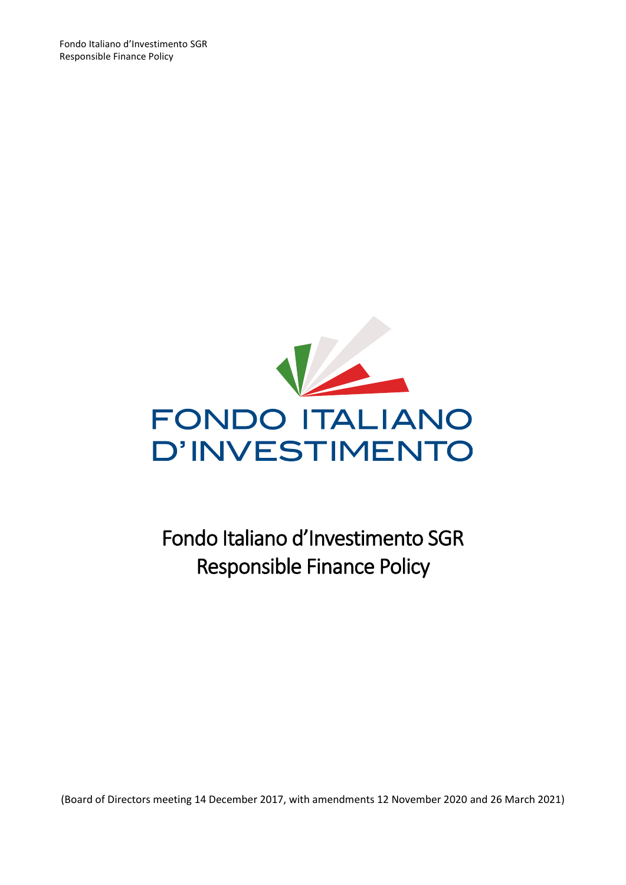FONDO ITALIANO D'INVESTIMENTO

# Fondo Italiano d'Investimento SGR Responsible Finance Policy

(Board of Directors meeting 14 December 2017, with amendments 12 November 2020 and 26 March 2021)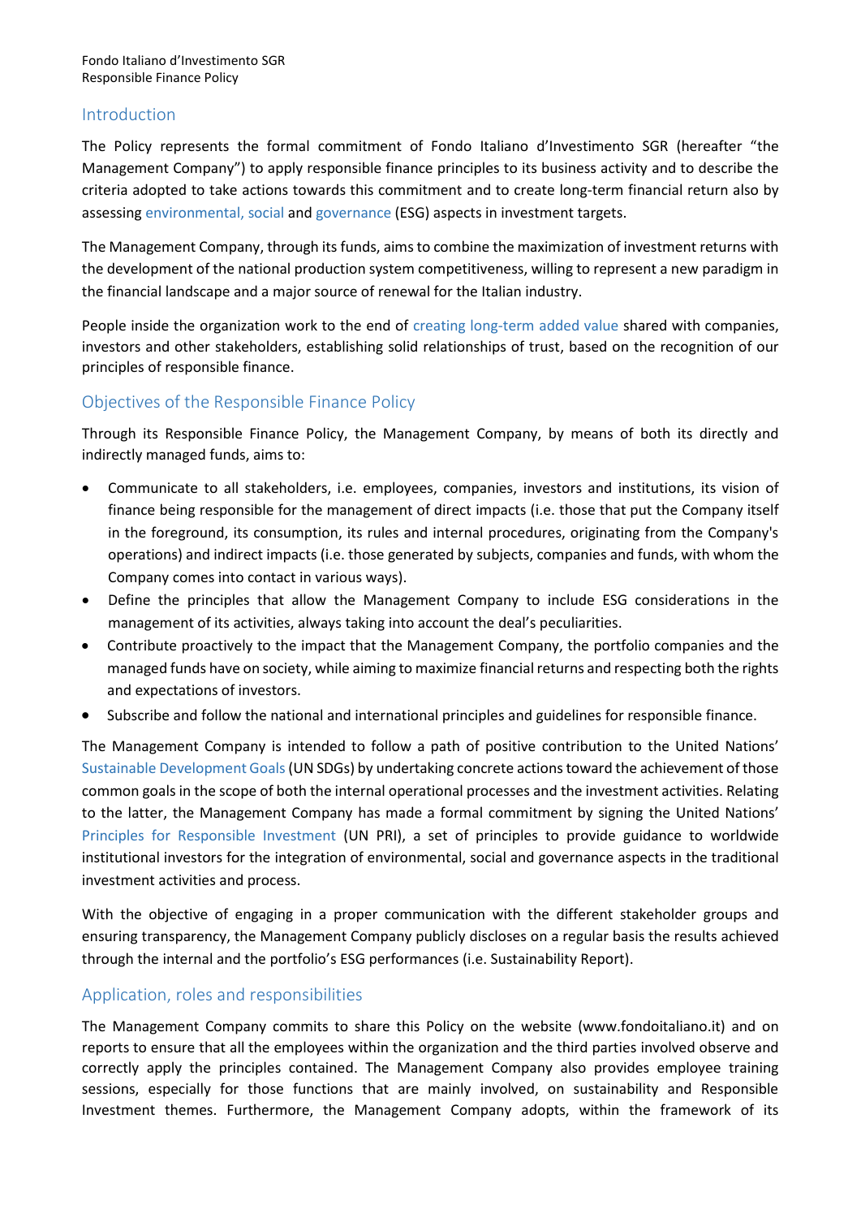## Introduction

The Policy represents the formal commitment of Fondo Italiano d'Investimento SGR (hereafter "the Management Company") to apply responsible finance principles to its business activity and to describe the criteria adopted to take actions towards this commitment and to create long-term financial return also by assessing environmental, social and governance (ESG) aspects in investment targets.

The Management Company, through its funds, aims to combine the maximization of investment returns with the development of the national production system competitiveness, willing to represent a new paradigm in the financial landscape and a major source of renewal for the Italian industry.

People inside the organization work to the end of creating long-term added value shared with companies, investors and other stakeholders, establishing solid relationships of trust, based on the recognition of our principles of responsible finance.

## Objectives of the Responsible Finance Policy

Through its Responsible Finance Policy, the Management Company, by means of both its directly and indirectly managed funds, aims to:

- Communicate to all stakeholders, i.e. employees, companies, investors and institutions, its vision of finance being responsible for the management of direct impacts (i.e. those that put the Company itself in the foreground, its consumption, its rules and internal procedures, originating from the Company's operations) and indirect impacts (i.e. those generated by subjects, companies and funds, with whom the Company comes into contact in various ways).
- Define the principles that allow the Management Company to include ESG considerations in the management of its activities, always taking into account the deal's peculiarities.
- Contribute proactively to the impact that the Management Company, the portfolio companies and the managed funds have on society, while aiming to maximize financial returns and respecting both the rights and expectations of investors.
- Subscribe and follow the national and international principles and guidelines for responsible finance.

The Management Company is intended to follow a path of positive contribution to the United Nations' Sustainable Development Goals (UN SDGs) by undertaking concrete actions toward the achievement of those common goals in the scope of both the internal operational processes and the investment activities. Relating to the latter, the Management Company has made a formal commitment by signing the United Nations' Principles for Responsible Investment (UN PRI), a set of principles to provide guidance to worldwide institutional investors for the integration of environmental, social and governance aspects in the traditional investment activities and process.

With the objective of engaging in a proper communication with the different stakeholder groups and ensuring transparency, the Management Company publicly discloses on a regular basis the results achieved through the internal and the portfolio's ESG performances (i.e. Sustainability Report).

## Application, roles and responsibilities

The Management Company commits to share this Policy on the website (www.fondoitaliano.it) and on reports to ensure that all the employees within the organization and the third parties involved observe and correctly apply the principles contained. The Management Company also provides employee training sessions, especially for those functions that are mainly involved, on sustainability and Responsible Investment themes. Furthermore, the Management Company adopts, within the framework of its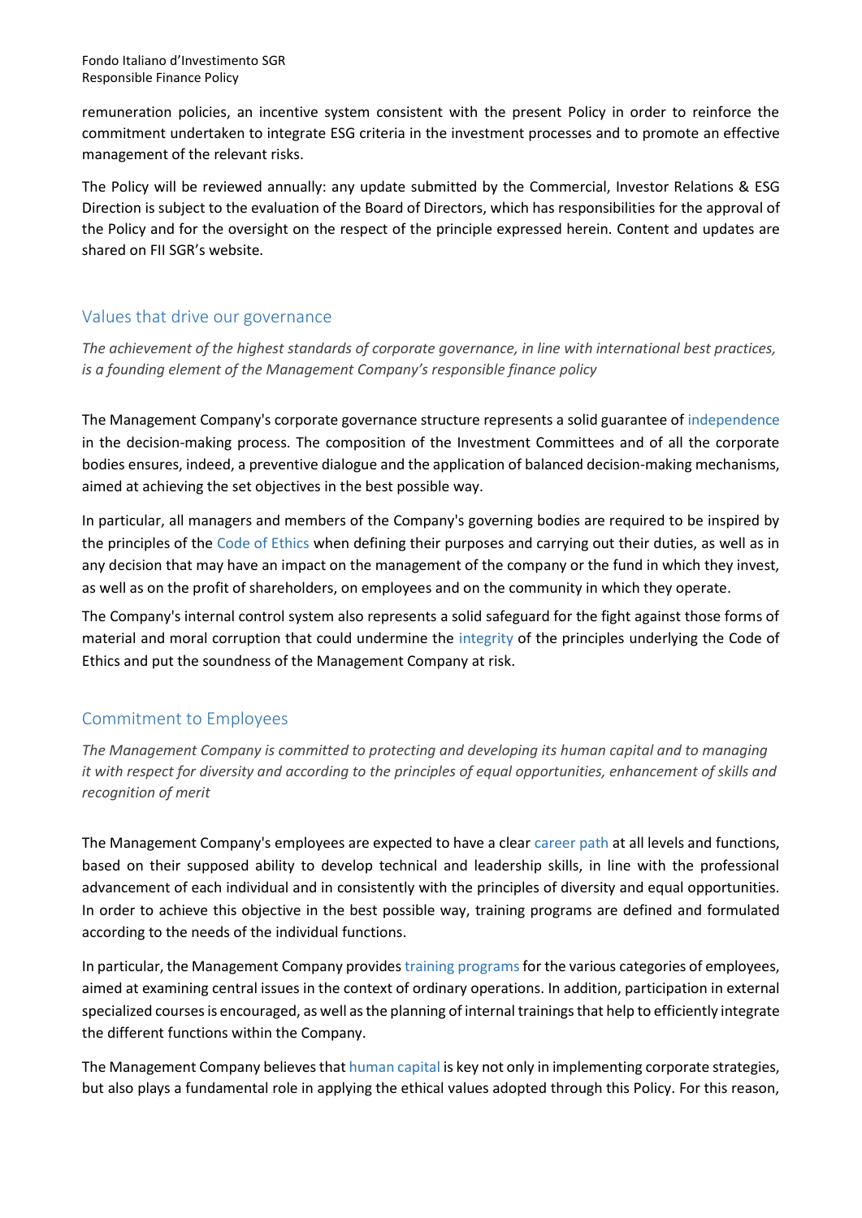remuneration policies, an incentive system consistent with the present Policy in order to reinforce the commitment undertaken to integrate ESG criteria in the investment processes and to promote an effective management of the relevant risks.

The Policy will be reviewed annually: any update submitted by the Commercial, Investor Relations & ESG Direction is subject to the evaluation of the Board of Directors, which has responsibilities for the approval of the Policy and for the oversight on the respect of the principle expressed herein. Content and updates are shared on FII SGR's website.

## Values that drive our governance

*The achievement of the highest standards of corporate governance, in line with international best practices, is a founding element of the Management Company's responsible finance policy*

The Management Company's corporate governance structure represents a solid guarantee of independence in the decision-making process. The composition of the Investment Committees and of all the corporate bodies ensures, indeed, a preventive dialogue and the application of balanced decision-making mechanisms, aimed at achieving the set objectives in the best possible way.

In particular, all managers and members of the Company's governing bodies are required to be inspired by the principles of the Code of Ethics when defining their purposes and carrying out their duties, as well as in any decision that may have an impact on the management of the company or the fund in which they invest, as well as on the profit of shareholders, on employees and on the community in which they operate.

The Company's internal control system also represents a solid safeguard for the fight against those forms of material and moral corruption that could undermine the integrity of the principles underlying the Code of Ethics and put the soundness of the Management Company at risk.

## Commitment to Employees

*The Management Company is committed to protecting and developing its human capital and to managing it with respect for diversity and according to the principles of equal opportunities, enhancement of skills and recognition of merit*

The Management Company's employees are expected to have a clear career path at all levels and functions, based on their supposed ability to develop technical and leadership skills, in line with the professional advancement of each individual and in consistently with the principles of diversity and equal opportunities. In order to achieve this objective in the best possible way, training programs are defined and formulated according to the needs of the individual functions.

In particular, the Management Company provides training programs for the various categories of employees, aimed at examining central issues in the context of ordinary operations. In addition, participation in external specialized courses is encouraged, as well as the planning of internal trainings that help to efficiently integrate the different functions within the Company.

The Management Company believes that human capital is key not only in implementing corporate strategies, but also plays a fundamental role in applying the ethical values adopted through this Policy. For this reason,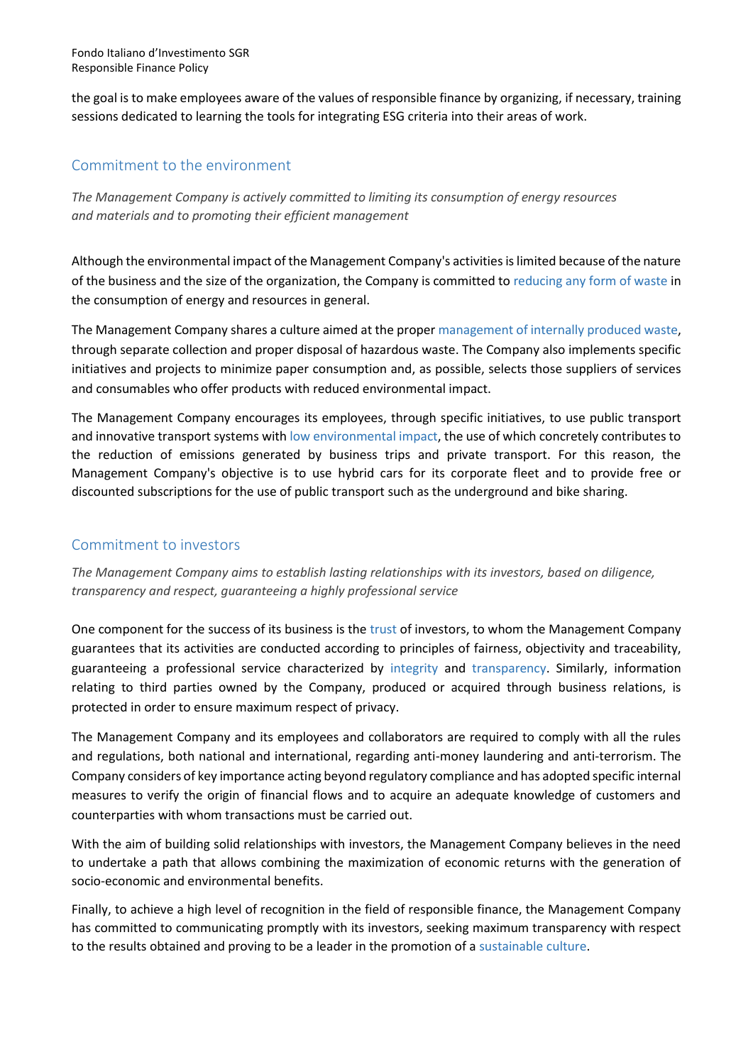the goal is to make employees aware of the values of responsible finance by organizing, if necessary, training sessions dedicated to learning the tools for integrating ESG criteria into their areas of work.

## Commitment to the environment

*The Management Company is actively committed to limiting its consumption of energy resources and materials and to promoting their efficient management*

Although the environmental impact of the Management Company's activities is limited because of the nature of the business and the size of the organization, the Company is committed to reducing any form of waste in the consumption of energy and resources in general.

The Management Company shares a culture aimed at the proper management of internally produced waste, through separate collection and proper disposal of hazardous waste. The Company also implements specific initiatives and projects to minimize paper consumption and, as possible, selects those suppliers of services and consumables who offer products with reduced environmental impact.

The Management Company encourages its employees, through specific initiatives, to use public transport and innovative transport systems with low environmental impact, the use of which concretely contributes to the reduction of emissions generated by business trips and private transport. For this reason, the Management Company's objective is to use hybrid cars for its corporate fleet and to provide free or discounted subscriptions for the use of public transport such as the underground and bike sharing.

## Commitment to investors

*The Management Company aims to establish lasting relationships with its investors, based on diligence, transparency and respect, guaranteeing a highly professional service*

One component for the success of its business is the trust of investors, to whom the Management Company guarantees that its activities are conducted according to principles of fairness, objectivity and traceability, guaranteeing a professional service characterized by integrity and transparency. Similarly, information relating to third parties owned by the Company, produced or acquired through business relations, is protected in order to ensure maximum respect of privacy.

The Management Company and its employees and collaborators are required to comply with all the rules and regulations, both national and international, regarding anti-money laundering and anti-terrorism. The Company considers of key importance acting beyond regulatory compliance and has adopted specific internal measures to verify the origin of financial flows and to acquire an adequate knowledge of customers and counterparties with whom transactions must be carried out.

With the aim of building solid relationships with investors, the Management Company believes in the need to undertake a path that allows combining the maximization of economic returns with the generation of socio-economic and environmental benefits.

Finally, to achieve a high level of recognition in the field of responsible finance, the Management Company has committed to communicating promptly with its investors, seeking maximum transparency with respect to the results obtained and proving to be a leader in the promotion of a sustainable culture.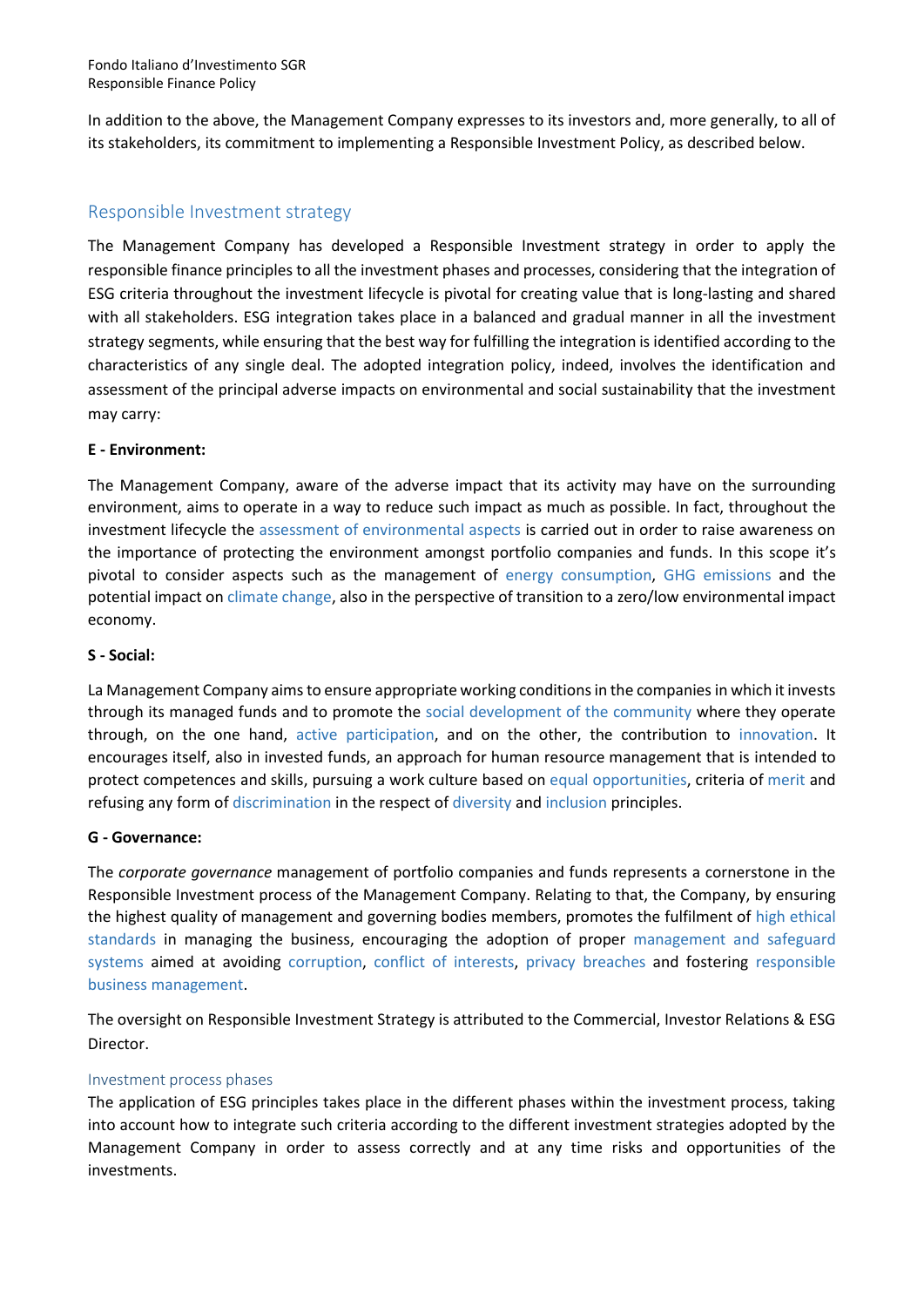In addition to the above, the Management Company expresses to its investors and, more generally, to all of its stakeholders, its commitment to implementing a Responsible Investment Policy, as described below.

## Responsible Investment strategy

The Management Company has developed a Responsible Investment strategy in order to apply the responsible finance principles to all the investment phases and processes, considering that the integration of ESG criteria throughout the investment lifecycle is pivotal for creating value that is long-lasting and shared with all stakeholders. ESG integration takes place in a balanced and gradual manner in all the investment strategy segments, while ensuring that the best way for fulfilling the integration is identified according to the characteristics of any single deal. The adopted integration policy, indeed, involves the identification and assessment of the principal adverse impacts on environmental and social sustainability that the investment may carry:

**E - Environment:**

The Management Company, aware of the adverse impact that its activity may have on the surrounding environment, aims to operate in a way to reduce such impact as much as possible. In fact, throughout the investment lifecycle the assessment of environmental aspects is carried out in order to raise awareness on the importance of protecting the environment amongst portfolio companies and funds. In this scope it's pivotal to consider aspects such as the management of energy consumption, GHG emissions and the potential impact on climate change, also in the perspective of transition to a zero/low environmental impact economy.

**S - Social:**

La Management Company aims to ensure appropriate working conditions in the companies in which it invests through its managed funds and to promote the social development of the community where they operate through, on the one hand, active participation, and on the other, the contribution to innovation. It encourages itself, also in invested funds, an approach for human resource management that is intended to protect competences and skills, pursuing a work culture based on equal opportunities, criteria of merit and refusing any form of discrimination in the respect of diversity and inclusion principles.

**G - Governance:**

The *corporate governance* management of portfolio companies and funds represents a cornerstone in the Responsible Investment process of the Management Company. Relating to that, the Company, by ensuring the highest quality of management and governing bodies members, promotes the fulfilment of high ethical standards in managing the business, encouraging the adoption of proper management and safeguard systems aimed at avoiding corruption, conflict of interests, privacy breaches and fostering responsible business management.

The oversight on Responsible Investment Strategy is attributed to the Commercial, Investor Relations & ESG Director.

### Investment process phases

The application of ESG principles takes place in the different phases within the investment process, taking into account how to integrate such criteria according to the different investment strategies adopted by the Management Company in order to assess correctly and at any time risks and opportunities of the investments.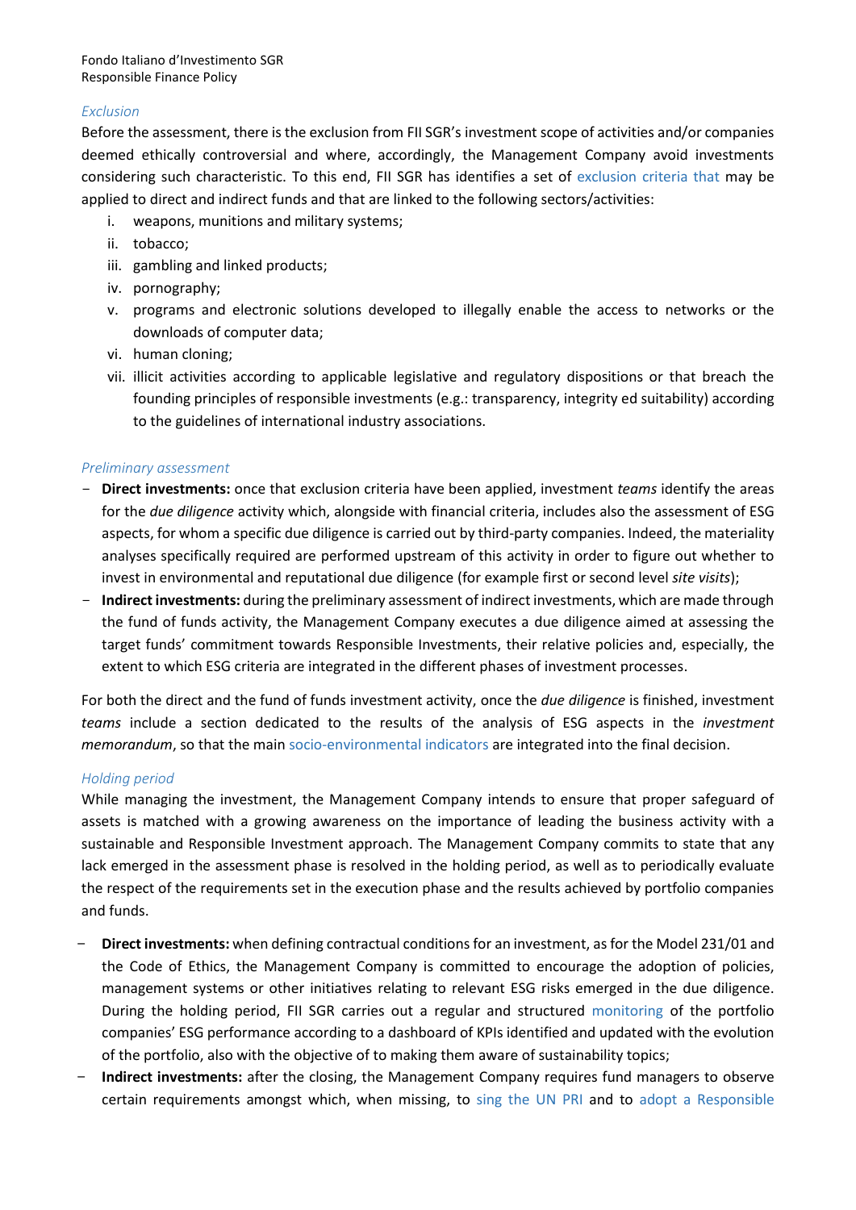*Exclusion*

Before the assessment, there is the exclusion from FII SGR's investment scope of activities and/or companies deemed ethically controversial and where, accordingly, the Management Company avoid investments considering such characteristic. To this end, FII SGR has identifies a set of exclusion criteria that may be applied to direct and indirect funds and that are linked to the following sectors/activities:

i. weapons, munitions and military systems;
ii. tobacco;
iii. gambling and linked products;
iv. pornography;
v. programs and electronic solutions developed to illegally enable the access to networks or the downloads of computer data;
vi. human cloning;
vii. illicit activities according to applicable legislative and regulatory dispositions or that breach the founding principles of responsible investments (e.g.: transparency, integrity ed suitability) according to the guidelines of international industry associations.

*Preliminary assessment*

- **Direct investments:** once that exclusion criteria have been applied, investment *teams* identify the areas for the *due diligence* activity which, alongside with financial criteria, includes also the assessment of ESG aspects, for whom a specific due diligence is carried out by third-party companies. Indeed, the materiality analyses specifically required are performed upstream of this activity in order to figure out whether to invest in environmental and reputational due diligence (for example first or second level *site visits*);
- **Indirect investments:** during the preliminary assessment of indirect investments, which are made through the fund of funds activity, the Management Company executes a due diligence aimed at assessing the target funds' commitment towards Responsible Investments, their relative policies and, especially, the extent to which ESG criteria are integrated in the different phases of investment processes.

For both the direct and the fund of funds investment activity, once the *due diligence* is finished, investment *teams* include a section dedicated to the results of the analysis of ESG aspects in the *investment memorandum*, so that the main socio-environmental indicators are integrated into the final decision.

*Holding period*

While managing the investment, the Management Company intends to ensure that proper safeguard of assets is matched with a growing awareness on the importance of leading the business activity with a sustainable and Responsible Investment approach. The Management Company commits to state that any lack emerged in the assessment phase is resolved in the holding period, as well as to periodically evaluate the respect of the requirements set in the execution phase and the results achieved by portfolio companies and funds.

- **Direct investments:** when defining contractual conditions for an investment, as for the Model 231/01 and the Code of Ethics, the Management Company is committed to encourage the adoption of policies, management systems or other initiatives relating to relevant ESG risks emerged in the due diligence. During the holding period, FII SGR carries out a regular and structured monitoring of the portfolio companies' ESG performance according to a dashboard of KPIs identified and updated with the evolution of the portfolio, also with the objective of to making them aware of sustainability topics;
- **Indirect investments:** after the closing, the Management Company requires fund managers to observe certain requirements amongst which, when missing, to sing the UN PRI and to adopt a Responsible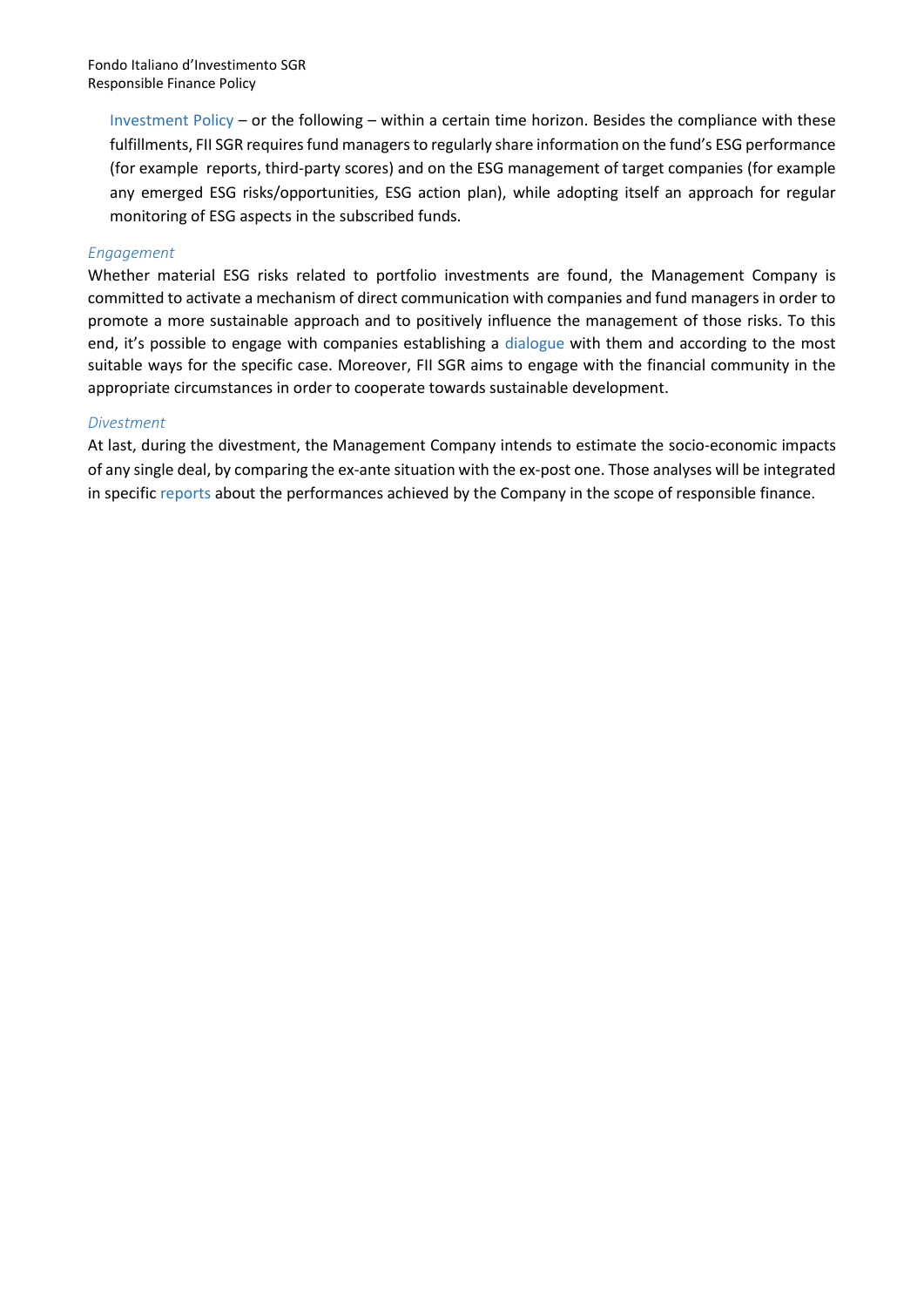Investment Policy – or the following – within a certain time horizon. Besides the compliance with these fulfillments, FII SGR requires fund managers to regularly share information on the fund's ESG performance (for example reports, third-party scores) and on the ESG management of target companies (for example any emerged ESG risks/opportunities, ESG action plan), while adopting itself an approach for regular monitoring of ESG aspects in the subscribed funds.

*Engagement*

Whether material ESG risks related to portfolio investments are found, the Management Company is committed to activate a mechanism of direct communication with companies and fund managers in order to promote a more sustainable approach and to positively influence the management of those risks. To this end, it's possible to engage with companies establishing a dialogue with them and according to the most suitable ways for the specific case. Moreover, FII SGR aims to engage with the financial community in the appropriate circumstances in order to cooperate towards sustainable development.

*Divestment*

At last, during the divestment, the Management Company intends to estimate the socio-economic impacts of any single deal, by comparing the ex-ante situation with the ex-post one. Those analyses will be integrated in specific reports about the performances achieved by the Company in the scope of responsible finance.